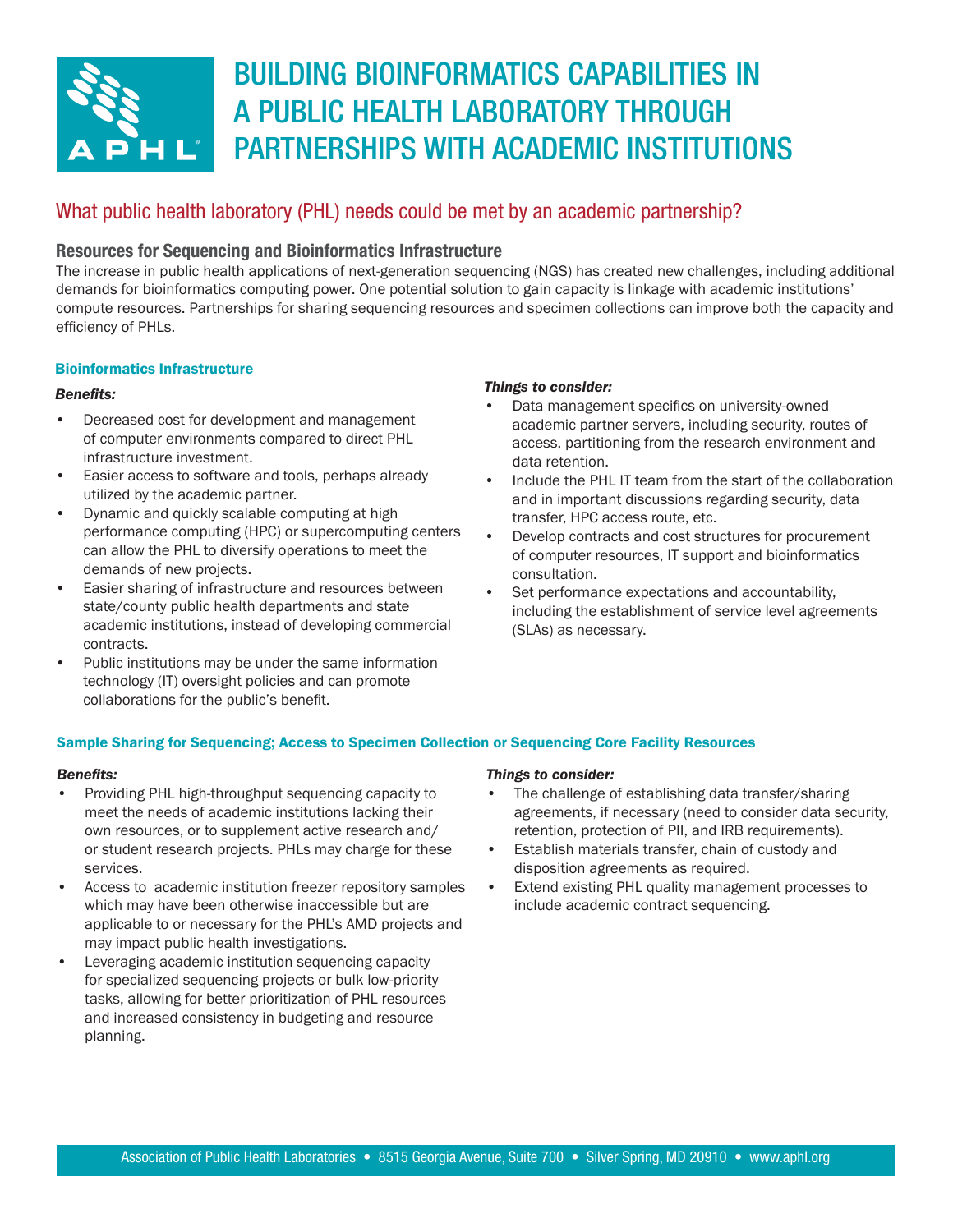# BUILDING BIOINFORMATICS CAPABILITIES IN A PUBLIC HEALTH LABORATORY THROUGH PARTNERSHIPS WITH ACADEMIC INSTITUTIONS

## What public health laboratory (PHL) needs could be met by an academic partnership?

### Resources for Sequencing and Bioinformatics Infrastructure

The increase in public health applications of next-generation sequencing (NGS) has created new challenges, including additional demands for bioinformatics computing power. One potential solution to gain capacity is linkage with academic institutions' compute resources. Partnerships for sharing sequencing resources and specimen collections can improve both the capacity and efficiency of PHLs.

#### Bioinformatics Infrastructure

***Benefits:***

- Decreased cost for development and management of computer environments compared to direct PHL infrastructure investment.
- Easier access to software and tools, perhaps already utilized by the academic partner.
- Dynamic and quickly scalable computing at high performance computing (HPC) or supercomputing centers can allow the PHL to diversify operations to meet the demands of new projects.
- Easier sharing of infrastructure and resources between state/county public health departments and state academic institutions, instead of developing commercial contracts.
- Public institutions may be under the same information technology (IT) oversight policies and can promote collaborations for the public's benefit.

***Things to consider:***

- Data management specifics on university-owned academic partner servers, including security, routes of access, partitioning from the research environment and data retention.
- Include the PHL IT team from the start of the collaboration and in important discussions regarding security, data transfer, HPC access route, etc.
- Develop contracts and cost structures for procurement of computer resources, IT support and bioinformatics consultation.
- Set performance expectations and accountability, including the establishment of service level agreements (SLAs) as necessary.

#### Sample Sharing for Sequencing; Access to Specimen Collection or Sequencing Core Facility Resources

***Benefits:***

- Providing PHL high-throughput sequencing capacity to meet the needs of academic institutions lacking their own resources, or to supplement active research and/or student research projects. PHLs may charge for these services.
- Access to academic institution freezer repository samples which may have been otherwise inaccessible but are applicable to or necessary for the PHL's AMD projects and may impact public health investigations.
- Leveraging academic institution sequencing capacity for specialized sequencing projects or bulk low-priority tasks, allowing for better prioritization of PHL resources and increased consistency in budgeting and resource planning.

***Things to consider:***

- The challenge of establishing data transfer/sharing agreements, if necessary (need to consider data security, retention, protection of PII, and IRB requirements).
- Establish materials transfer, chain of custody and disposition agreements as required.
- Extend existing PHL quality management processes to include academic contract sequencing.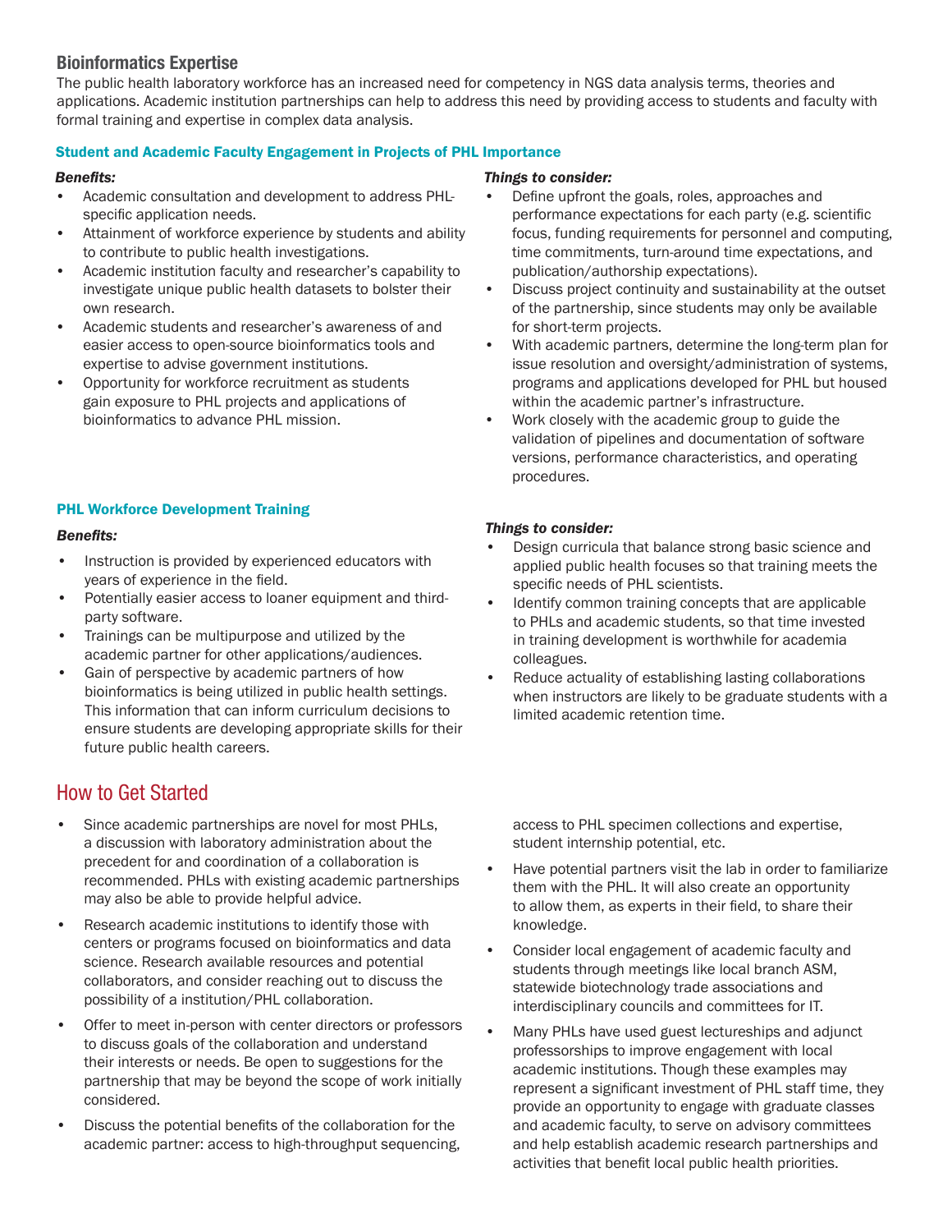## Bioinformatics Expertise

The public health laboratory workforce has an increased need for competency in NGS data analysis terms, theories and applications. Academic institution partnerships can help to address this need by providing access to students and faculty with formal training and expertise in complex data analysis.

### Student and Academic Faculty Engagement in Projects of PHL Importance

*Benefits:*

- Academic consultation and development to address PHL-specific application needs.
- Attainment of workforce experience by students and ability to contribute to public health investigations.
- Academic institution faculty and researcher's capability to investigate unique public health datasets to bolster their own research.
- Academic students and researcher's awareness of and easier access to open-source bioinformatics tools and expertise to advise government institutions.
- Opportunity for workforce recruitment as students gain exposure to PHL projects and applications of bioinformatics to advance PHL mission.

*Things to consider:*

- Define upfront the goals, roles, approaches and performance expectations for each party (e.g. scientific focus, funding requirements for personnel and computing, time commitments, turn-around time expectations, and publication/authorship expectations).
- Discuss project continuity and sustainability at the outset of the partnership, since students may only be available for short-term projects.
- With academic partners, determine the long-term plan for issue resolution and oversight/administration of systems, programs and applications developed for PHL but housed within the academic partner's infrastructure.
- Work closely with the academic group to guide the validation of pipelines and documentation of software versions, performance characteristics, and operating procedures.

### PHL Workforce Development Training

*Benefits:*

- Instruction is provided by experienced educators with years of experience in the field.
- Potentially easier access to loaner equipment and third-party software.
- Trainings can be multipurpose and utilized by the academic partner for other applications/audiences.
- Gain of perspective by academic partners of how bioinformatics is being utilized in public health settings. This information that can inform curriculum decisions to ensure students are developing appropriate skills for their future public health careers.

*Things to consider:*

- Design curricula that balance strong basic science and applied public health focuses so that training meets the specific needs of PHL scientists.
- Identify common training concepts that are applicable to PHLs and academic students, so that time invested in training development is worthwhile for academia colleagues.
- Reduce actuality of establishing lasting collaborations when instructors are likely to be graduate students with a limited academic retention time.

## How to Get Started

- Since academic partnerships are novel for most PHLs, a discussion with laboratory administration about the precedent for and coordination of a collaboration is recommended. PHLs with existing academic partnerships may also be able to provide helpful advice.
- Research academic institutions to identify those with centers or programs focused on bioinformatics and data science. Research available resources and potential collaborators, and consider reaching out to discuss the possibility of a institution/PHL collaboration.
- Offer to meet in-person with center directors or professors to discuss goals of the collaboration and understand their interests or needs. Be open to suggestions for the partnership that may be beyond the scope of work initially considered.
- Discuss the potential benefits of the collaboration for the academic partner: access to high-throughput sequencing, access to PHL specimen collections and expertise, student internship potential, etc.
- Have potential partners visit the lab in order to familiarize them with the PHL. It will also create an opportunity to allow them, as experts in their field, to share their knowledge.
- Consider local engagement of academic faculty and students through meetings like local branch ASM, statewide biotechnology trade associations and interdisciplinary councils and committees for IT.
- Many PHLs have used guest lectureships and adjunct professorships to improve engagement with local academic institutions. Though these examples may represent a significant investment of PHL staff time, they provide an opportunity to engage with graduate classes and academic faculty, to serve on advisory committees and help establish academic research partnerships and activities that benefit local public health priorities.